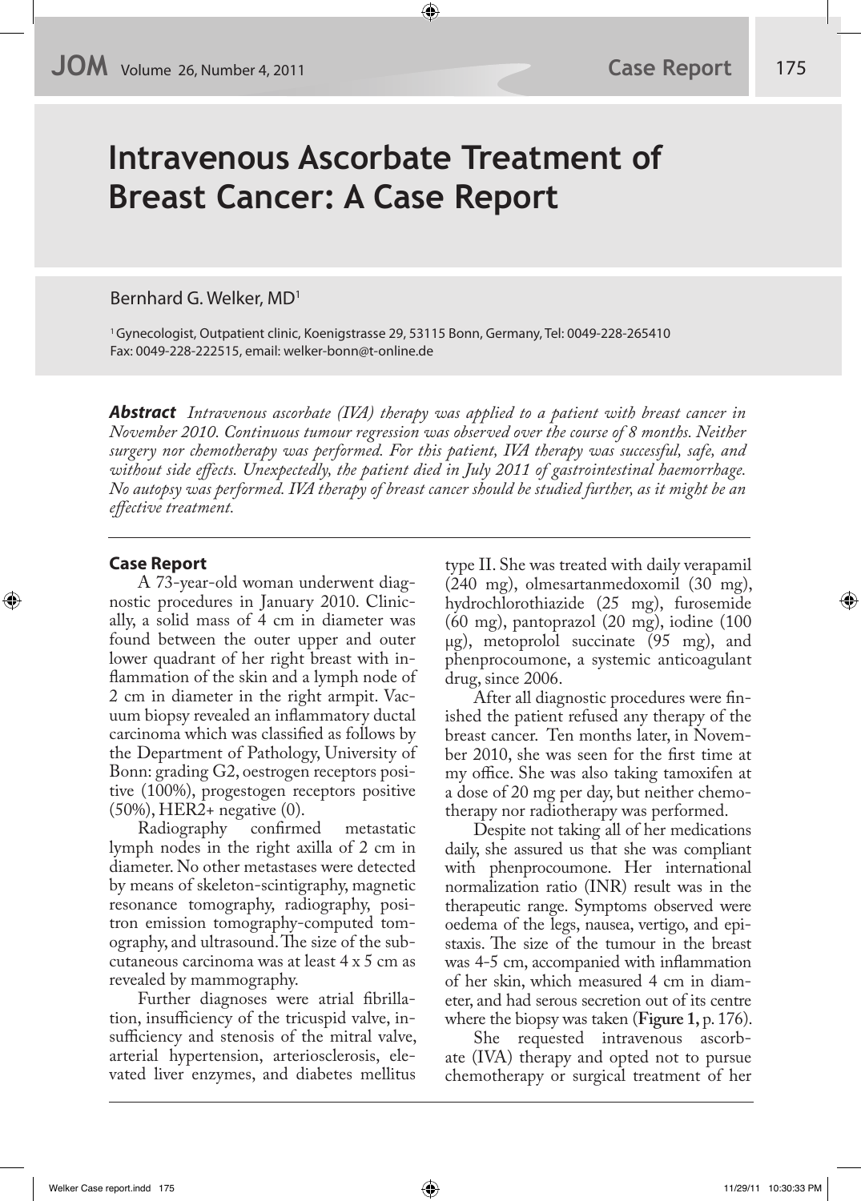# Intravenous Ascorbate Treatment of Breast Cancer: A Case Report

Bernhard G. Welker, MD[1]

[1] Gynecologist, Outpatient clinic, Koenigstrasse 29, 53115 Bonn, Germany, Tel: 0049-228-265410 Fax: 0049-228-222515, email: welker-bonn@t-online.de

***Abstract*** *Intravenous ascorbate (IVA) therapy was applied to a patient with breast cancer in November 2010. Continuous tumour regression was observed over the course of 8 months. Neither surgery nor chemotherapy was performed. For this patient, IVA therapy was successful, safe, and without side effects. Unexpectedly, the patient died in July 2011 of gastrointestinal haemorrhage. No autopsy was performed. IVA therapy of breast cancer should be studied further, as it might be an effective treatment.*

## Case Report

A 73-year-old woman underwent diagnostic procedures in January 2010. Clinically, a solid mass of 4 cm in diameter was found between the outer upper and outer lower quadrant of her right breast with inflammation of the skin and a lymph node of 2 cm in diameter in the right armpit. Vacuum biopsy revealed an inflammatory ductal carcinoma which was classified as follows by the Department of Pathology, University of Bonn: grading G2, oestrogen receptors positive (100%), progestogen receptors positive (50%), HER2+ negative (0).

Radiography confirmed metastatic lymph nodes in the right axilla of 2 cm in diameter. No other metastases were detected by means of skeleton-scintigraphy, magnetic resonance tomography, radiography, positron emission tomography-computed tomography, and ultrasound. The size of the subcutaneous carcinoma was at least 4 x 5 cm as revealed by mammography.

Further diagnoses were atrial fibrillation, insufficiency of the tricuspid valve, insufficiency and stenosis of the mitral valve, arterial hypertension, arteriosclerosis, elevated liver enzymes, and diabetes mellitus type II. She was treated with daily verapamil (240 mg), olmesartanmedoxomil (30 mg), hydrochlorothiazide (25 mg), furosemide (60 mg), pantoprazol (20 mg), iodine (100 μg), metoprolol succinate (95 mg), and phenprocoumone, a systemic anticoagulant drug, since 2006.

After all diagnostic procedures were finished the patient refused any therapy of the breast cancer. Ten months later, in November 2010, she was seen for the first time at my office. She was also taking tamoxifen at a dose of 20 mg per day, but neither chemotherapy nor radiotherapy was performed.

Despite not taking all of her medications daily, she assured us that she was compliant with phenprocoumone. Her international normalization ratio (INR) result was in the therapeutic range. Symptoms observed were oedema of the legs, nausea, vertigo, and epistaxis. The size of the tumour in the breast was 4-5 cm, accompanied with inflammation of her skin, which measured 4 cm in diameter, and had serous secretion out of its centre where the biopsy was taken (**Figure 1,** p. 176).

She requested intravenous ascorbate (IVA) therapy and opted not to pursue chemotherapy or surgical treatment of her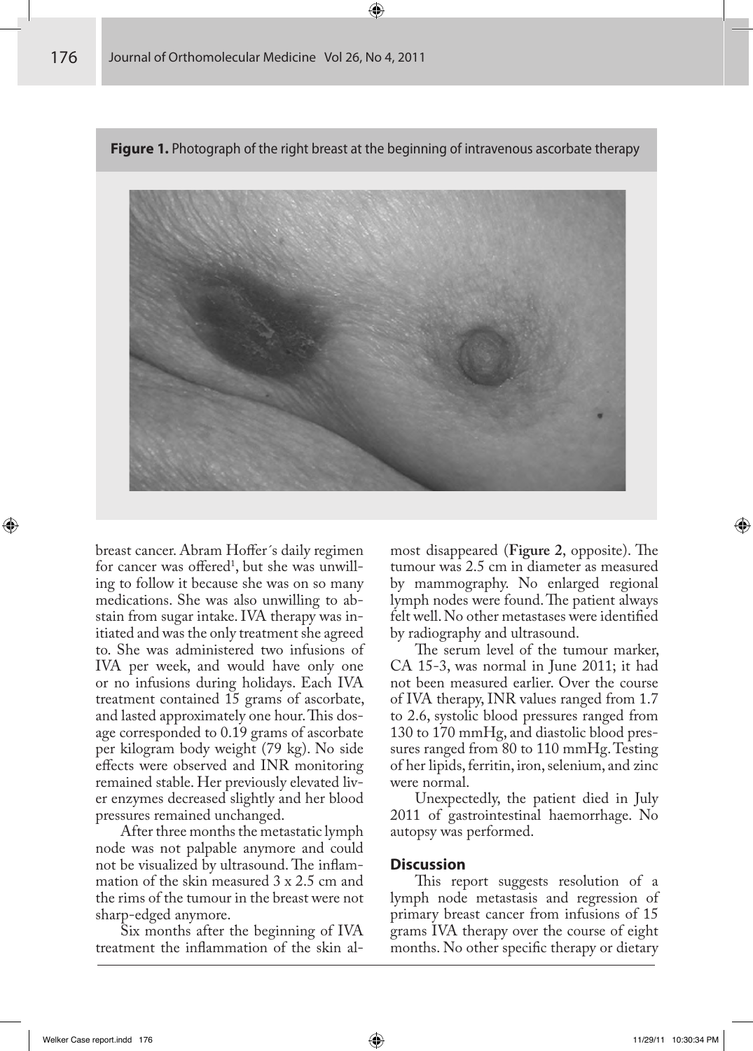**Figure 1.** Photograph of the right breast at the beginning of intravenous ascorbate therapy

breast cancer. Abram Hoffer´s daily regimen for cancer was offered[1], but she was unwilling to follow it because she was on so many medications. She was also unwilling to abstain from sugar intake. IVA therapy was initiated and was the only treatment she agreed to. She was administered two infusions of IVA per week, and would have only one or no infusions during holidays. Each IVA treatment contained 15 grams of ascorbate, and lasted approximately one hour. This dosage corresponded to 0.19 grams of ascorbate per kilogram body weight (79 kg). No side effects were observed and INR monitoring remained stable. Her previously elevated liver enzymes decreased slightly and her blood pressures remained unchanged.

After three months the metastatic lymph node was not palpable anymore and could not be visualized by ultrasound. The inflammation of the skin measured 3 x 2.5 cm and the rims of the tumour in the breast were not sharp-edged anymore.

Six months after the beginning of IVA treatment the inflammation of the skin almost disappeared (**Figure 2**, opposite). The tumour was 2.5 cm in diameter as measured by mammography. No enlarged regional lymph nodes were found. The patient always felt well. No other metastases were identified by radiography and ultrasound.

The serum level of the tumour marker, CA 15-3, was normal in June 2011; it had not been measured earlier. Over the course of IVA therapy, INR values ranged from 1.7 to 2.6, systolic blood pressures ranged from 130 to 170 mmHg, and diastolic blood pressures ranged from 80 to 110 mmHg. Testing of her lipids, ferritin, iron, selenium, and zinc were normal.

Unexpectedly, the patient died in July 2011 of gastrointestinal haemorrhage. No autopsy was performed.

## Discussion

This report suggests resolution of a lymph node metastasis and regression of primary breast cancer from infusions of 15 grams IVA therapy over the course of eight months. No other specific therapy or dietary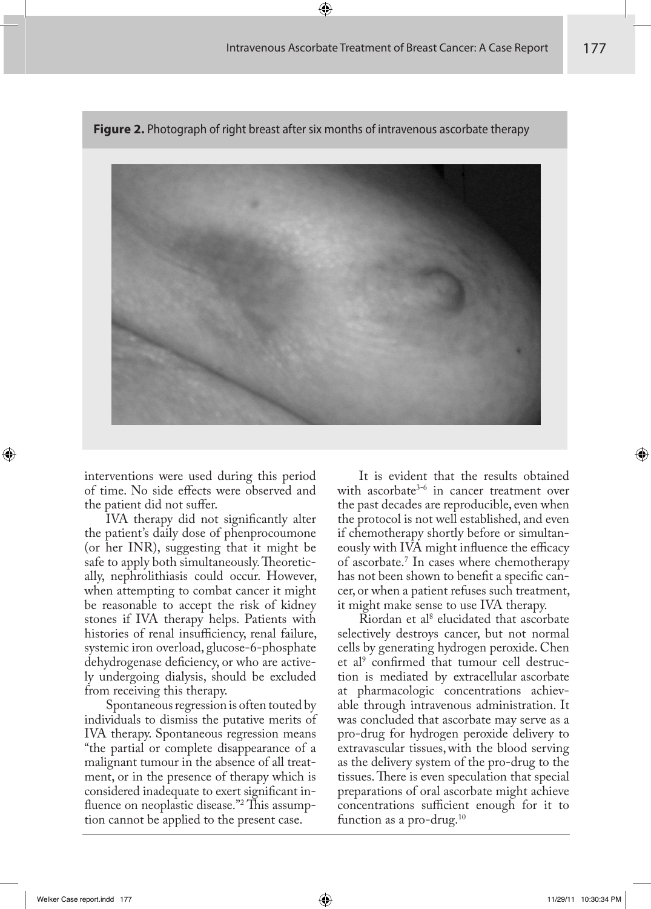**Figure 2.** Photograph of right breast after six months of intravenous ascorbate therapy

interventions were used during this period of time. No side effects were observed and the patient did not suffer.

IVA therapy did not significantly alter the patient's daily dose of phenprocoumone (or her INR), suggesting that it might be safe to apply both simultaneously. Theoretically, nephrolithiasis could occur. However, when attempting to combat cancer it might be reasonable to accept the risk of kidney stones if IVA therapy helps. Patients with histories of renal insufficiency, renal failure, systemic iron overload, glucose-6-phosphate dehydrogenase deficiency, or who are actively undergoing dialysis, should be excluded from receiving this therapy.

Spontaneous regression is often touted by individuals to dismiss the putative merits of IVA therapy. Spontaneous regression means "the partial or complete disappearance of a malignant tumour in the absence of all treatment, or in the presence of therapy which is considered inadequate to exert significant influence on neoplastic disease."[2] This assumption cannot be applied to the present case.

It is evident that the results obtained with ascorbate[3-6] in cancer treatment over the past decades are reproducible, even when the protocol is not well established, and even if chemotherapy shortly before or simultaneously with IVA might influence the efficacy of ascorbate.[7] In cases where chemotherapy has not been shown to benefit a specific cancer, or when a patient refuses such treatment, it might make sense to use IVA therapy.

Riordan et al[8] elucidated that ascorbate selectively destroys cancer, but not normal cells by generating hydrogen peroxide. Chen et al[9] confirmed that tumour cell destruction is mediated by extracellular ascorbate at pharmacologic concentrations achievable through intravenous administration. It was concluded that ascorbate may serve as a pro-drug for hydrogen peroxide delivery to extravascular tissues, with the blood serving as the delivery system of the pro-drug to the tissues. There is even speculation that special preparations of oral ascorbate might achieve concentrations sufficient enough for it to function as a pro-drug.[10]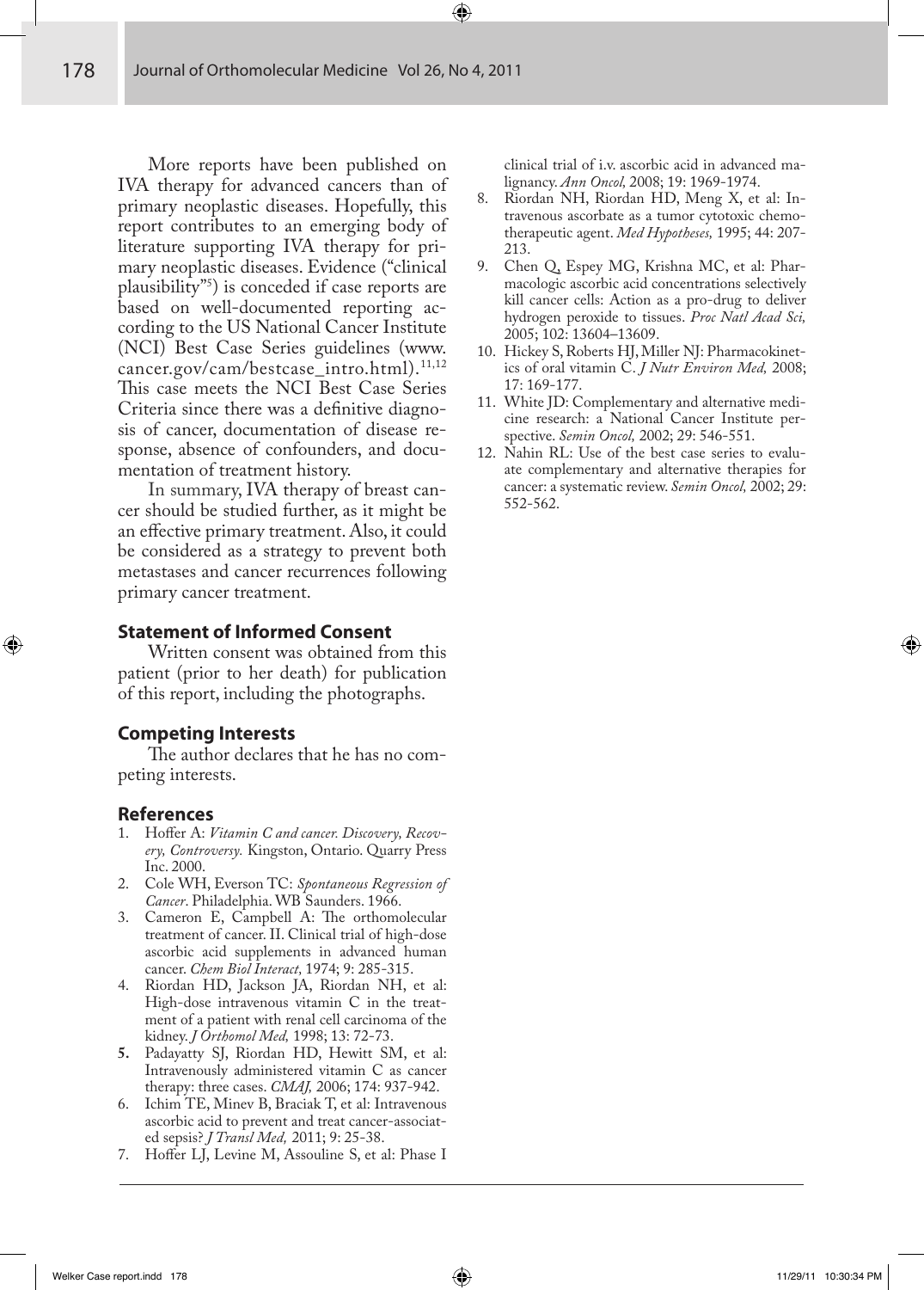More reports have been published on IVA therapy for advanced cancers than of primary neoplastic diseases. Hopefully, this report contributes to an emerging body of literature supporting IVA therapy for primary neoplastic diseases. Evidence ("clinical plausibility"[5]) is conceded if case reports are based on well-documented reporting according to the US National Cancer Institute (NCI) Best Case Series guidelines (www.cancer.gov/cam/bestcase_intro.html).[11,12] This case meets the NCI Best Case Series Criteria since there was a definitive diagnosis of cancer, documentation of disease response, absence of confounders, and documentation of treatment history.

In summary, IVA therapy of breast cancer should be studied further, as it might be an effective primary treatment. Also, it could be considered as a strategy to prevent both metastases and cancer recurrences following primary cancer treatment.

### Statement of Informed Consent

Written consent was obtained from this patient (prior to her death) for publication of this report, including the photographs.

### Competing Interests

The author declares that he has no competing interests.

### References

1. Hoffer A: *Vitamin C and cancer. Discovery, Recovery, Controversy.* Kingston, Ontario. Quarry Press Inc. 2000.
2. Cole WH, Everson TC: *Spontaneous Regression of Cancer*. Philadelphia. WB Saunders. 1966.
3. Cameron E, Campbell A: The orthomolecular treatment of cancer. II. Clinical trial of high-dose ascorbic acid supplements in advanced human cancer. *Chem Biol Interact,* 1974; 9: 285-315.
4. Riordan HD, Jackson JA, Riordan NH, et al: High-dose intravenous vitamin C in the treatment of a patient with renal cell carcinoma of the kidney. *J Orthomol Med,* 1998; 13: 72-73.
5. Padayatty SJ, Riordan HD, Hewitt SM, et al: Intravenously administered vitamin C as cancer therapy: three cases. *CMAJ,* 2006; 174: 937-942.
6. Ichim TE, Minev B, Braciak T, et al: Intravenous ascorbic acid to prevent and treat cancer-associated sepsis? *J Transl Med,* 2011; 9: 25-38.
7. Hoffer LJ, Levine M, Assouline S, et al: Phase I clinical trial of i.v. ascorbic acid in advanced malignancy. *Ann Oncol,* 2008; 19: 1969-1974.
8. Riordan NH, Riordan HD, Meng X, et al: Intravenous ascorbate as a tumor cytotoxic chemotherapeutic agent. *Med Hypotheses,* 1995; 44: 207-213.
9. Chen Q, Espey MG, Krishna MC, et al: Pharmacologic ascorbic acid concentrations selectively kill cancer cells: Action as a pro-drug to deliver hydrogen peroxide to tissues. *Proc Natl Acad Sci,* 2005; 102: 13604–13609.
10. Hickey S, Roberts HJ, Miller NJ: Pharmacokinetics of oral vitamin C. *J Nutr Environ Med,* 2008; 17: 169-177.
11. White JD: Complementary and alternative medicine research: a National Cancer Institute perspective. *Semin Oncol,* 2002; 29: 546-551.
12. Nahin RL: Use of the best case series to evaluate complementary and alternative therapies for cancer: a systematic review. *Semin Oncol,* 2002; 29: 552-562.